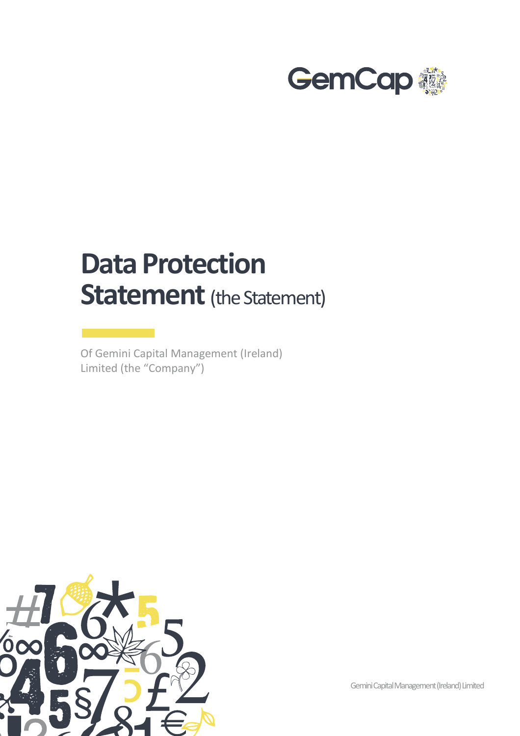GemCap

# Data Protection Statement (the Statement)

Of Gemini Capital Management (Ireland) Limited (the "Company")

Gemini Capital Management (Ireland) Limited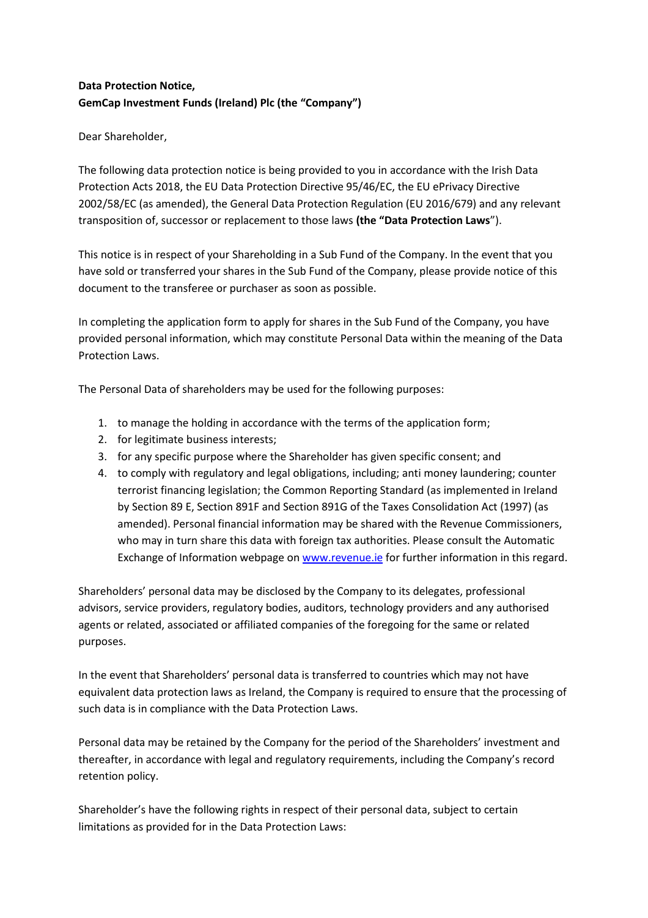**Data Protection Notice,**
**GemCap Investment Funds (Ireland) Plc (the "Company")**

Dear Shareholder,

The following data protection notice is being provided to you in accordance with the Irish Data Protection Acts 2018, the EU Data Protection Directive 95/46/EC, the EU ePrivacy Directive 2002/58/EC (as amended), the General Data Protection Regulation (EU 2016/679) and any relevant transposition of, successor or replacement to those laws **(the "Data Protection Laws**").

This notice is in respect of your Shareholding in a Sub Fund of the Company. In the event that you have sold or transferred your shares in the Sub Fund of the Company, please provide notice of this document to the transferee or purchaser as soon as possible.

In completing the application form to apply for shares in the Sub Fund of the Company, you have provided personal information, which may constitute Personal Data within the meaning of the Data Protection Laws.

The Personal Data of shareholders may be used for the following purposes:

1. to manage the holding in accordance with the terms of the application form;
2. for legitimate business interests;
3. for any specific purpose where the Shareholder has given specific consent; and
4. to comply with regulatory and legal obligations, including; anti money laundering; counter terrorist financing legislation; the Common Reporting Standard (as implemented in Ireland by Section 89 E, Section 891F and Section 891G of the Taxes Consolidation Act (1997) (as amended). Personal financial information may be shared with the Revenue Commissioners, who may in turn share this data with foreign tax authorities. Please consult the Automatic Exchange of Information webpage on [www.revenue.ie](www.revenue.ie) for further information in this regard.

Shareholders' personal data may be disclosed by the Company to its delegates, professional advisors, service providers, regulatory bodies, auditors, technology providers and any authorised agents or related, associated or affiliated companies of the foregoing for the same or related purposes.

In the event that Shareholders' personal data is transferred to countries which may not have equivalent data protection laws as Ireland, the Company is required to ensure that the processing of such data is in compliance with the Data Protection Laws.

Personal data may be retained by the Company for the period of the Shareholders' investment and thereafter, in accordance with legal and regulatory requirements, including the Company's record retention policy.

Shareholder's have the following rights in respect of their personal data, subject to certain limitations as provided for in the Data Protection Laws: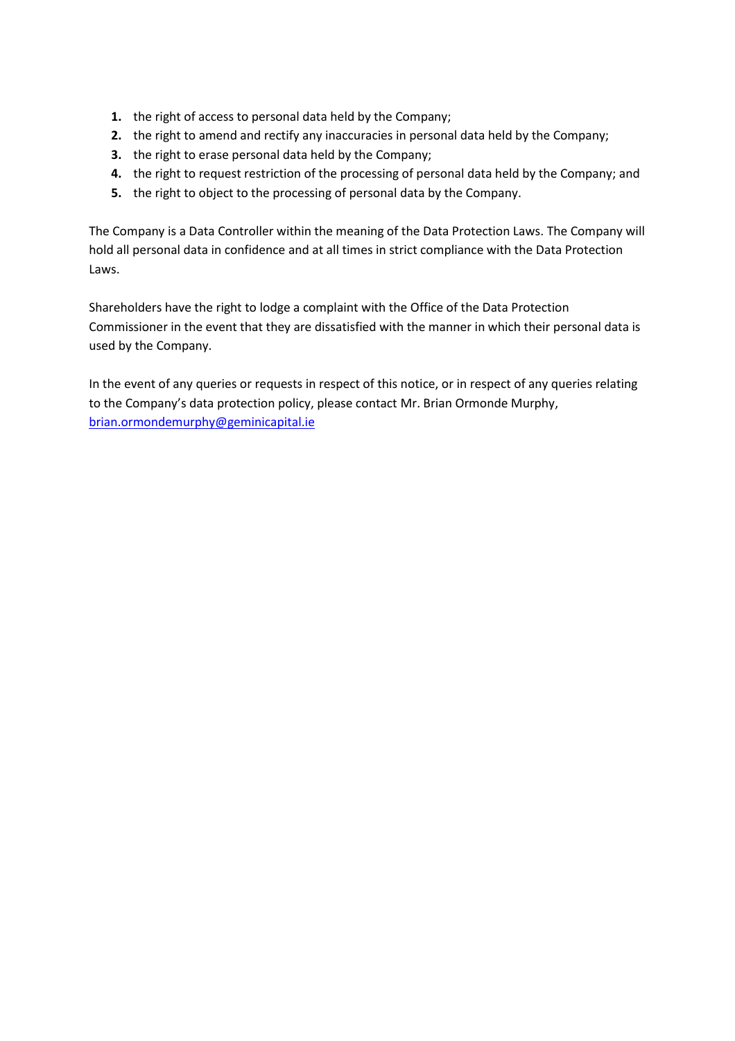1. the right of access to personal data held by the Company;
2. the right to amend and rectify any inaccuracies in personal data held by the Company;
3. the right to erase personal data held by the Company;
4. the right to request restriction of the processing of personal data held by the Company; and
5. the right to object to the processing of personal data by the Company.

The Company is a Data Controller within the meaning of the Data Protection Laws. The Company will hold all personal data in confidence and at all times in strict compliance with the Data Protection Laws.

Shareholders have the right to lodge a complaint with the Office of the Data Protection Commissioner in the event that they are dissatisfied with the manner in which their personal data is used by the Company.

In the event of any queries or requests in respect of this notice, or in respect of any queries relating to the Company's data protection policy, please contact Mr. Brian Ormonde Murphy, brian.ormondemurphy@geminicapital.ie